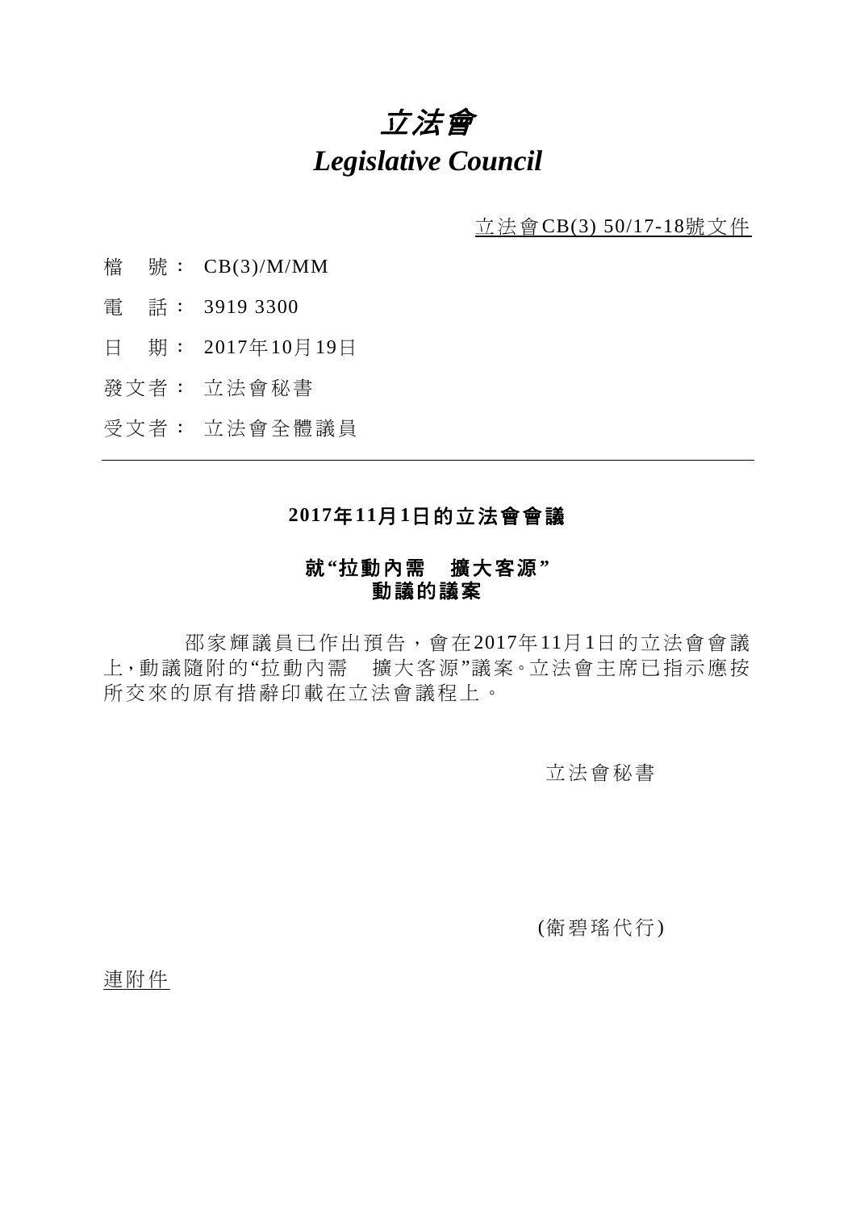# *立法會*
# *Legislative Council*

立法會CB(3) 50/17-18號文件

檔　號： CB(3)/M/MM

電　話： 3919 3300

日　期： 2017年10月19日

發文者： 立法會秘書

受文者： 立法會全體議員

---

**2017年11月1日的立法會會議**

**就"拉動內需　擴大客源"**
**動議的議案**

邵家輝議員已作出預告，會在2017年11月1日的立法會會議上，動議隨附的"拉動內需　擴大客源"議案。立法會主席已指示應按所交來的原有措辭印載在立法會議程上。

立法會秘書

(衛碧瑤代行)

連附件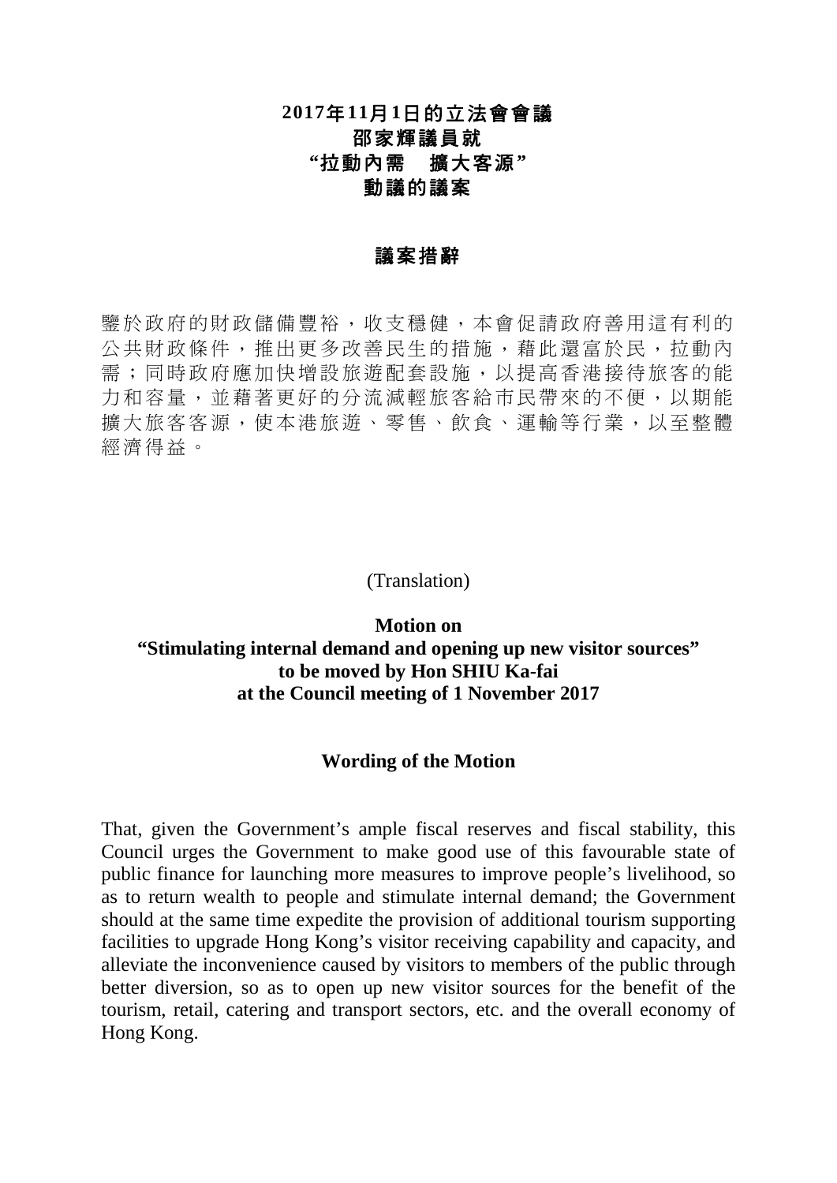# 2017年11月1日的立法會會議
# 邵家輝議員就
# "拉動內需　擴大客源"
# 動議的議案

## 議案措辭

鑒於政府的財政儲備豐裕，收支穩健，本會促請政府善用這有利的公共財政條件，推出更多改善民生的措施，藉此還富於民，拉動內需；同時政府應加快增設旅遊配套設施，以提高香港接待旅客的能力和容量，並藉著更好的分流減輕旅客給市民帶來的不便，以期能擴大旅客客源，使本港旅遊、零售、飲食、運輸等行業，以至整體經濟得益。

(Translation)

**Motion on**
**"Stimulating internal demand and opening up new visitor sources"**
**to be moved by Hon SHIU Ka-fai**
**at the Council meeting of 1 November 2017**

**Wording of the Motion**

That, given the Government's ample fiscal reserves and fiscal stability, this Council urges the Government to make good use of this favourable state of public finance for launching more measures to improve people's livelihood, so as to return wealth to people and stimulate internal demand; the Government should at the same time expedite the provision of additional tourism supporting facilities to upgrade Hong Kong's visitor receiving capability and capacity, and alleviate the inconvenience caused by visitors to members of the public through better diversion, so as to open up new visitor sources for the benefit of the tourism, retail, catering and transport sectors, etc. and the overall economy of Hong Kong.